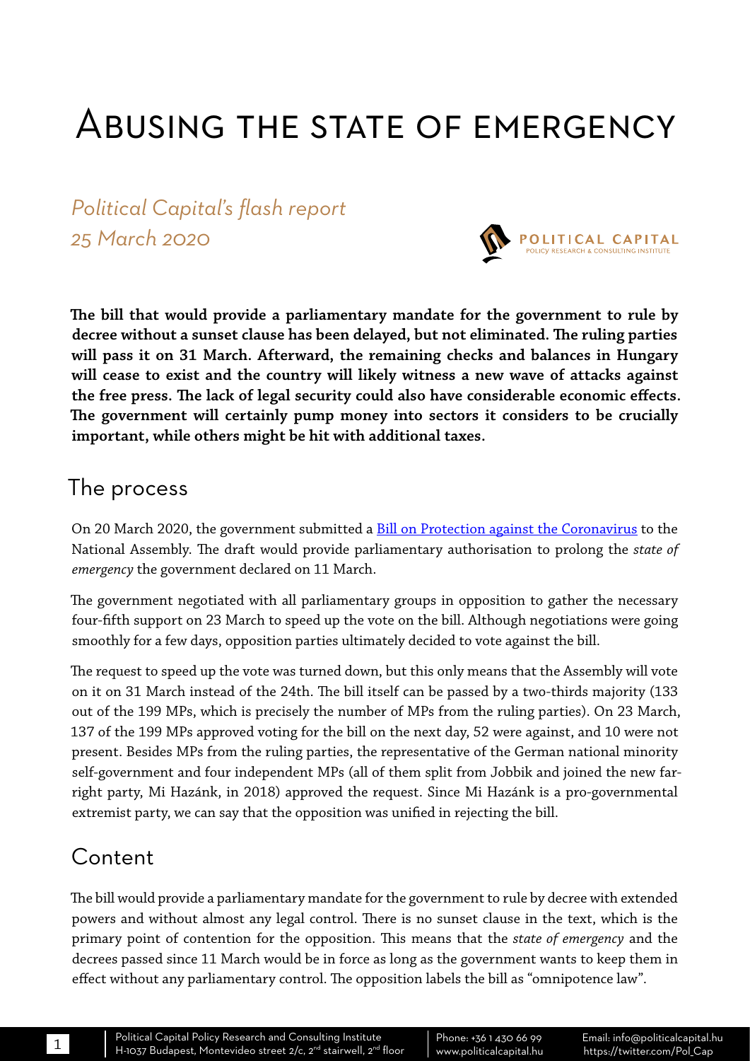# Abusing the state of emergency

*Political Capital's flash report*
*25 March 2020*

**The bill that would provide a parliamentary mandate for the government to rule by decree without a sunset clause has been delayed, but not eliminated. The ruling parties will pass it on 31 March. Afterward, the remaining checks and balances in Hungary will cease to exist and the country will likely witness a new wave of attacks against the free press. The lack of legal security could also have considerable economic effects. The government will certainly pump money into sectors it considers to be crucially important, while others might be hit with additional taxes.**

## The process

On 20 March 2020, the government submitted a Bill on Protection against the Coronavirus to the National Assembly. The draft would provide parliamentary authorisation to prolong the *state of emergency* the government declared on 11 March.

The government negotiated with all parliamentary groups in opposition to gather the necessary four-fifth support on 23 March to speed up the vote on the bill. Although negotiations were going smoothly for a few days, opposition parties ultimately decided to vote against the bill.

The request to speed up the vote was turned down, but this only means that the Assembly will vote on it on 31 March instead of the 24th. The bill itself can be passed by a two-thirds majority (133 out of the 199 MPs, which is precisely the number of MPs from the ruling parties). On 23 March, 137 of the 199 MPs approved voting for the bill on the next day, 52 were against, and 10 were not present. Besides MPs from the ruling parties, the representative of the German national minority self-government and four independent MPs (all of them split from Jobbik and joined the new far-right party, Mi Hazánk, in 2018) approved the request. Since Mi Hazánk is a pro-governmental extremist party, we can say that the opposition was unified in rejecting the bill.

## Content

The bill would provide a parliamentary mandate for the government to rule by decree with extended powers and without almost any legal control. There is no sunset clause in the text, which is the primary point of contention for the opposition. This means that the *state of emergency* and the decrees passed since 11 March would be in force as long as the government wants to keep them in effect without any parliamentary control. The opposition labels the bill as "omnipotence law".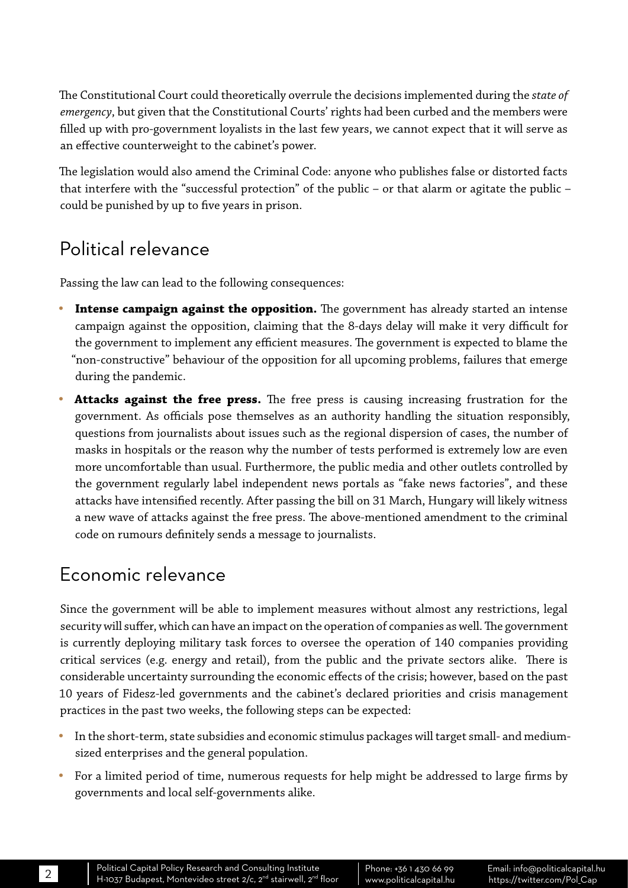The Constitutional Court could theoretically overrule the decisions implemented during the *state of emergency*, but given that the Constitutional Courts' rights had been curbed and the members were filled up with pro-government loyalists in the last few years, we cannot expect that it will serve as an effective counterweight to the cabinet's power.

The legislation would also amend the Criminal Code: anyone who publishes false or distorted facts that interfere with the "successful protection" of the public – or that alarm or agitate the public – could be punished by up to five years in prison.

## Political relevance

Passing the law can lead to the following consequences:

- **Intense campaign against the opposition.** The government has already started an intense campaign against the opposition, claiming that the 8-days delay will make it very difficult for the government to implement any efficient measures. The government is expected to blame the "non-constructive" behaviour of the opposition for all upcoming problems, failures that emerge during the pandemic.
- **Attacks against the free press.** The free press is causing increasing frustration for the government. As officials pose themselves as an authority handling the situation responsibly, questions from journalists about issues such as the regional dispersion of cases, the number of masks in hospitals or the reason why the number of tests performed is extremely low are even more uncomfortable than usual. Furthermore, the public media and other outlets controlled by the government regularly label independent news portals as "fake news factories", and these attacks have intensified recently. After passing the bill on 31 March, Hungary will likely witness a new wave of attacks against the free press. The above-mentioned amendment to the criminal code on rumours definitely sends a message to journalists.

## Economic relevance

Since the government will be able to implement measures without almost any restrictions, legal security will suffer, which can have an impact on the operation of companies as well. The government is currently deploying military task forces to oversee the operation of 140 companies providing critical services (e.g. energy and retail), from the public and the private sectors alike. There is considerable uncertainty surrounding the economic effects of the crisis; however, based on the past 10 years of Fidesz-led governments and the cabinet's declared priorities and crisis management practices in the past two weeks, the following steps can be expected:

- In the short-term, state subsidies and economic stimulus packages will target small- and medium-sized enterprises and the general population.
- For a limited period of time, numerous requests for help might be addressed to large firms by governments and local self-governments alike.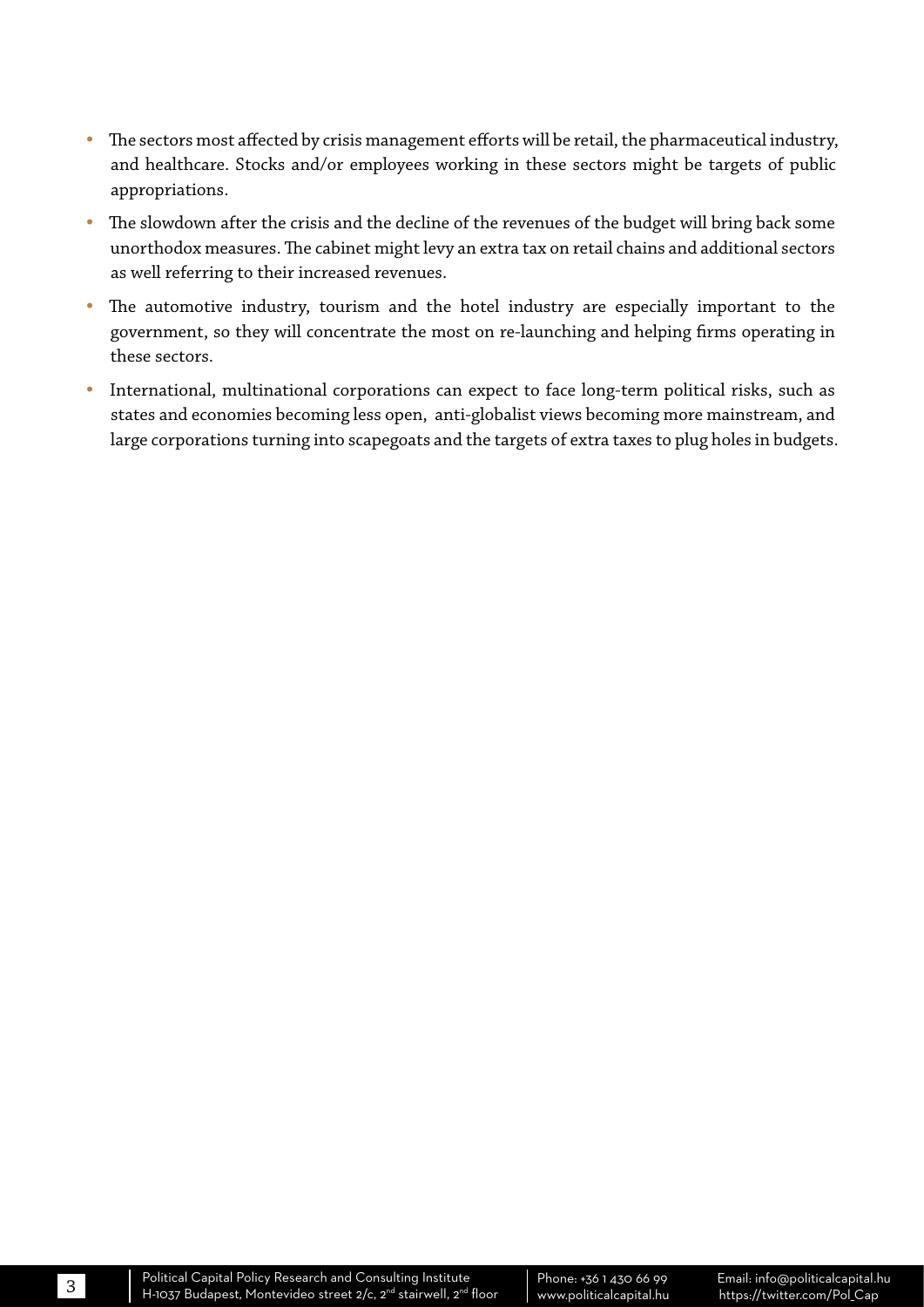- The sectors most affected by crisis management efforts will be retail, the pharmaceutical industry, and healthcare. Stocks and/or employees working in these sectors might be targets of public appropriations.
- The slowdown after the crisis and the decline of the revenues of the budget will bring back some unorthodox measures. The cabinet might levy an extra tax on retail chains and additional sectors as well referring to their increased revenues.
- The automotive industry, tourism and the hotel industry are especially important to the government, so they will concentrate the most on re-launching and helping firms operating in these sectors.
- International, multinational corporations can expect to face long-term political risks, such as states and economies becoming less open, anti-globalist views becoming more mainstream, and large corporations turning into scapegoats and the targets of extra taxes to plug holes in budgets.